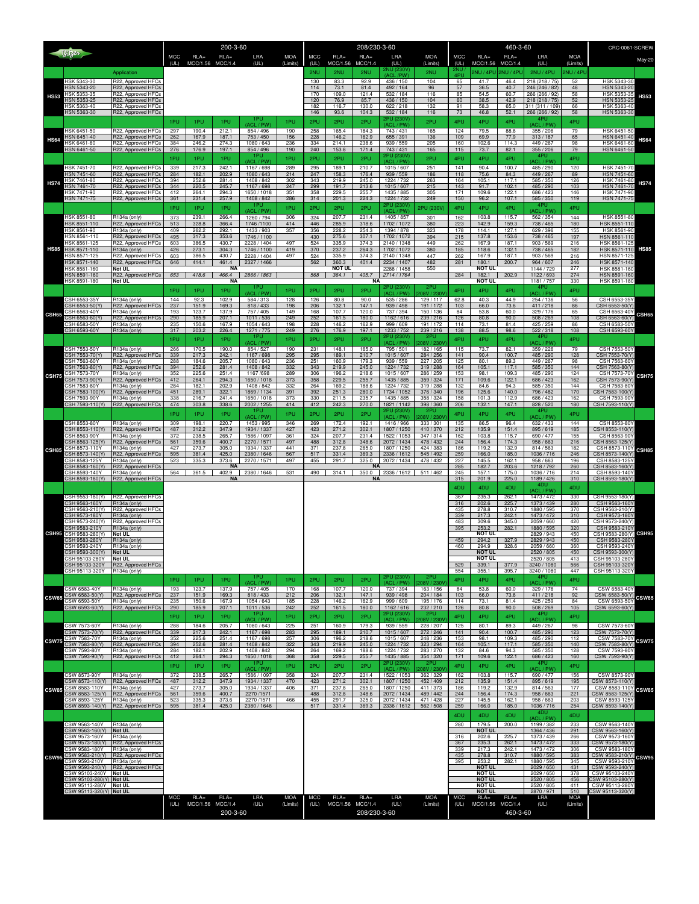**CRC-0061-SCREW** May-20

| Series | Model | Application | 200-3-60 MCC (UL) | 200-3-60 RLA=MCC/1.56 | 200-3-60 RLA=MCC/1.4 | 200-3-60 LRA (UL) | 200-3-60 MOA (Limits) | 208/230-3-60 MCC (UL) | 208/230-3-60 RLA=MCC/1.56 | 208/230-3-60 RLA=MCC/1.4 | 208/230-3-60 LRA (UL) | 208/230-3-60 MOA (Limits) | 460-3-60 MCC (UL) | 460-3-60 RLA=MCC/1.56 | 460-3-60 RLA=MCC/1.4 | 460-3-60 LRA (UL) | 460-3-60 MOA (Limits) |
|---|---|---|---|---|---|---|---|---|---|---|---|---|---|---|---|---|---|
| HS53 | | Application | | | | | | 2NU | 2NU | 2NU | 2NU (230V) (ACL / PW) | 2NU | 2NU / 4PU | 2NU / 4PU | 2NU / 4PU | 2NU / 4PU | 2NU / 4PU |
| HS53 | HSK 5343-30 | R22, Approved HFCs | | | | | | 130 | 83.3 | 92.9 | 436 / 150 | 104 | 65 | 41.7 | 46.4 | 218 (218 / 75) | 52 |
| HS53 | HSN 5343-20 | R22, Approved HFCs | | | | | | 114 | 73.1 | 81.4 | 492 / 164 | 96 | 57 | 36.5 | 40.7 | 246 (246 / 82) | 48 |
| HS53 | HSK 5353-35 | R22, Approved HFCs | | | | | | 170 | 109.0 | 121.4 | 532 / 184 | 116 | 85 | 54.5 | 60.7 | 266 (266 / 92) | 58 |
| HS53 | HSN 5353-25 | R22, Approved HFCs | | | | | | 120 | 76.9 | 85.7 | 436 / 150 | 104 | 60 | 38.5 | 42.9 | 218 (218 / 75) | 52 |
| HS53 | HSK 5363-40 | R22, Approved HFCs | | | | | | 182 | 116.7 | 130.0 | 622 / 218 | 132 | 91 | 58.3 | 65.0 | 311 (311 / 109) | 66 |
| HS53 | HSN 5363-30 | R22, Approved HFCs | | | | | | 146 | 93.6 | 104.3 | 532 / 184 | 116 | 73 | 46.8 | 52.1 | 266 (266 / 92) | 58 |
| HS64 | | | 1PU | 1PU | 1PU | 1PU (ACL / PW) | 1PU | 2PU | 2PU | 2PU | 2PU (230V) (ACL / PW) | 2PU | 4PU | 4PU | 4PU | 4PU (ACL / PW) | 4PU |
| HS64 | HSK 6451-50 | R22, Approved HFCs | 297 | 190.4 | 212.1 | 854 / 496 | 190 | 258 | 165.4 | 184.3 | 743 / 431 | 165 | 124 | 79.5 | 88.6 | 355 / 206 | 79 |
| HS64 | HSN 6451-40 | R22, Approved HFCs | 262 | 167.9 | 187.1 | 753 / 450 | 156 | 228 | 146.2 | 162.9 | 655 / 391 | 136 | 109 | 69.9 | 77.9 | 313 / 187 | 65 |
| HS64 | HSK 6461-60 | R22, Approved HFCs | 384 | 246.2 | 274.3 | 1080 / 643 | 236 | 334 | 214.1 | 238.6 | 939 / 559 | 205 | 160 | 102.6 | 114.3 | 449 / 267 | 98 |
| HS64 | HSN 6461-50 | R22, Approved HFCs | 276 | 176.9 | 197.1 | 854 / 496 | 190 | 240 | 153.8 | 171.4 | 743 / 431 | 165 | 115 | 73.7 | 82.1 | 355 / 206 | 79 |
| HS74 | | | 1PU | 1PU | 1PU | 1PU (ACL / PW) | 1PU | 2PU | 2PU | 2PU | 2PU (230V) (ACL / PW) | 2PU | 4PU | 4PU | 4PU | 4PU (ACL / PW) | 4PU |
| HS74 | HSK 7451-70 | R22, Approved HFCs | 339 | 217.3 | 242.1 | 1167 / 698 | 289 | 295 | 189.1 | 210.7 | 1015 / 607 | 251 | 141 | 90.4 | 100.7 | 485 / 290 | 120 |
| HS74 | HSN 7451-60 | R22, Approved HFCs | 284 | 182.1 | 202.9 | 1080 / 643 | 214 | 247 | 158.3 | 176.4 | 939 / 559 | 186 | 118 | 75.6 | 84.3 | 449 / 267 | 89 |
| HS74 | HSK 7461-80 | R22, Approved HFCs | 394 | 252.6 | 281.4 | 1408 / 842 | 302 | 343 | 219.9 | 245.0 | 1224 / 732 | 263 | 164 | 105.1 | 117.1 | 585 / 350 | 126 |
| HS74 | HSN 7461-70 | R22, Approved HFCs | 344 | 220.5 | 245.7 | 1167 / 698 | 247 | 299 | 191.7 | 213.6 | 1015 / 607 | 215 | 143 | 91.7 | 102.1 | 485 / 290 | 103 |
| HS74 | HSK 7471-90 | R22, Approved HFCs | 412 | 264.1 | 294.3 | 1650 / 1018 | 351 | 358 | 229.5 | 255.7 | 1435 / 885 | 305 | 171 | 109.6 | 122.1 | 686 / 423 | 146 |
| HS74 | HSN 7471-75 | R22, Approved HFCs | 361 | 231.4 | 257.9 | 1408 / 842 | 286 | 314 | 201.3 | 224.3 | 1224 / 732 | 249 | 150 | 96.2 | 107.1 | 585 / 350 | 119 |
| HS85 | | | 1PU | 1PU | 1PU | 1PU (ACL / PW) | 1PU | 2PU | 2PU | 2PU | 2PU (230V) (ACL / PW) | 2PU (230V) | 4PU | 4PU | 4PU | 4PU (ACL / PW) | 4PU |
| HS85 | HSK 8551-80 | R134a (only) | 373 | 239.1 | 266.4 | 1260 / 794 | 306 | 324 | 207.7 | 231.4 | 1405 / 857 | 301 | 162 | 103.8 | 115.7 | 562 / 354 | 144 |
| HS85 | HSK 8551-110 | R22, Approved HFCs | 513 | 328.8 | 366.4 | 1746 / 1100 | 414 | 446 | 285.9 | 318.6 | 1702 / 1072 | 380 | 223 | 142.9 | 159.3 | 738 / 465 | 180 |
| HS85 | HSK 8561-90 | R134a (only) | 409 | 262.2 | 292.1 | 1433 / 903 | 357 | 356 | 228.2 | 254.3 | 1394 / 878 | 323 | 178 | 114.1 | 127.1 | 629 / 396 | 155 |
| HS85 | HSN 8561-110 | R22, Approved HFCs | 495 | 317.3 | 353.6 | 1746 / 1100 | | 430 | 275.6 | 307.1 | 1702 / 1072 | 394 | 215 | 137.8 | 153.6 | 738 / 465 | 197 |
| HS85 | HSK 8561-125 | R22, Approved HFCs | 603 | 386.5 | 430.7 | 2228 / 1404 | 497 | 524 | 335.9 | 374.3 | 2140 / 1348 | 449 | 262 | 167.9 | 187.1 | 903 / 569 | 216 |
| HS85 | HSK 8571-110 | R134a (only) | 426 | 273.1 | 304.3 | 1746 / 1100 | 419 | 370 | 237.2 | 264.3 | 1702 / 1072 | 380 | 185 | 118.6 | 132.1 | 738 / 465 | 182 |
| HS85 | HSN 8571-125 | R22, Approved HFCs | 603 | 386.5 | 430.7 | 2228 / 1404 | 497 | 524 | 335.9 | 374.3 | 2140 / 1348 | 447 | 262 | 167.9 | 187.1 | 903 / 569 | 216 |
| HS85 | HSK 8571-140 | R22, Approved HFCs | 646 | 414.1 | 461.4 | 2327 / 1466 | | 562 | 360.3 | 401.4 | 2234 / 1407 | 482 | 281 | 180.1 | 200.7 | 964 / 607 | 246 |
| HS85 | HSK 8581-160 | Not UL | | | | NA | | | NOT UL | | 2288 / 1458 | 550 | | NOT UL | | 1144 / 729 | 277 |
| HS85 | HSN 8591-160 | R22, Approved HFCs | *653* | *418.6* | *466.4* | *2866 / 1863* | | *568* | *364.1* | *405.7* | *2714 / 1764* | | 284 | 182.1 | 202.9 | 1122 / 693 | 274 |
| HS85 | HSK 8591-180 | Not UL | | | | NA | | | | | NA | | | NOT UL | | 1181 / 757 | 330 |
| CSH65 | | | 1PU | 1PU | 1PU | 1PU (ACL / PW) | 1PU | 2PU | 2PU | 2PU | 2PU (230V) (ACL / PW) | 2PU (208V / 230V) | 4PU | 4PU | 4PU | 4PU (ACL / PW) | 4PU |
| CSH65 | CSH 6553-35Y | R134a (only) | 144 | 92.3 | 102.9 | 584 / 313 | 128 | 126 | 80.8 | 90.0 | 535 / 286 | 129 / 117 | 62.8 | 40.3 | 44.9 | 254 / 136 | 56 |
| CSH65 | CSH 6553-50(Y) | R22, Approved HFCs | 237 | 151.9 | 169.3 | 818 / 433 | 198 | 206 | 132.1 | 147.1 | 939 / 498 | 191 / 172 | 103 | 66.0 | 73.6 | 411 / 218 | 86 |
| CSH65 | CSH 6563-40Y | R134a (only) | 193 | 123.7 | 137.9 | 757 / 405 | 149 | 168 | 107.7 | 120.0 | 737 / 394 | 150 / 136 | 84 | 53.8 | 60.0 | 329 / 176 | 65 |
| CSH65 | CSH 6563-60(Y) | R22, Approved HFCs | 290 | 185.9 | 207.1 | 1011 / 536 | 249 | 252 | 161.5 | 180.0 | 1162 / 616 | 239 / 216 | 126 | 80.8 | 90.0 | 508 / 269 | 108 |
| CSH65 | CSH 6583-50Y | R134a (only) | 235 | 150.6 | 167.9 | 1054 / 643 | 198 | 228 | 146.2 | 162.9 | 999 / 609 | 191 / 172 | 114 | 73.1 | 81.4 | 425 / 259 | 86 |
| CSH65 | CSH 6593-60Y | R134a (only) | 317 | 203.2 | 226.4 | 1271 / 775 | 249 | 276 | 176.9 | 197.1 | 1233 / 752 | 239 / 216 | 138 | 88.5 | 98.6 | 522 / 318 | 108 |
| CSH75 | | | 1PU | 1PU | 1PU | 1PU (ACL / PW) | 1PU | 2PU | 2PU | 2PU | 2PU (230V) (ACL / PW) | 2PU (208V / 230V) | 4PU | 4PU | 4PU | 4PU (ACL / PW) | 4PU |
| CSH75 | CSH 7553-50Y | R134a (only) | 266 | 170.5 | 190.0 | 854 / 527 | 190 | 231 | 148.1 | 165.0 | 795 / 501 | 182 / 165 | 115 | 73.7 | 82.1 | 359 / 226 | 79 |
| CSH75 | CSH 7553-70(Y) | R22, Approved HFCs | 339 | 217.3 | 242.1 | 1167 / 698 | 295 | 295 | 189.1 | 210.7 | 1015 / 607 | 284 / 256 | 141 | 90.4 | 100.7 | 485 / 290 | 128 |
| CSH75 | CSH 7563-60Y | R134a (only) | 288 | 184.6 | 205.7 | 1080 / 643 | 236 | 251 | 160.9 | 179.3 | 939 / 559 | 227 / 205 | 125 | 80.1 | 89.3 | 449 / 267 | 98 |
| CSH75 | CSH 7563-80(Y) | R22, Approved HFCs | 394 | 252.6 | 281.4 | 1408 / 842 | 332 | 343 | 219.9 | 245.0 | 1224 / 732 | 319 / 288 | 164 | 105.1 | 117.1 | 585 / 350 | 144 |
| CSH75 | CSH 7573-70Y | R134a (only) | 352 | 225.6 | 251.4 | 1167 / 698 | 289 | 306 | 196.2 | 218.6 | 1015 / 607 | 286 / 259 | 153 | 98.1 | 109.3 | 485 / 290 | 124 |
| CSH75 | CSH 7573-90(Y) | R22, Approved HFCs | 412 | 264.1 | 294.3 | 1650 / 1018 | 373 | 358 | 229.5 | 255.7 | 1435 / 885 | 359 / 324 | 171 | 109.6 | 122.1 | 686 / 423 | 162 |
| CSH75 | CSH 7583-80Y | R134a (only) | 284 | 182.1 | 202.9 | 1408 / 842 | 332 | 264 | 169.2 | 188.6 | 1224 / 732 | 319 / 288 | 132 | 84.6 | 94.3 | 585 / 350 | 144 |
| CSH75 | CSH 7583-100(Y) | R22, Approved HFCs | 451 | 289.1 | 322.1 | 1869 / 1134 | 391 | 392 | 251.3 | 280.0 | 1734 / 1052 | 376 / 340 | 196 | 125.6 | 140.0 | 796 / 482 | 170 |
| CSH75 | CSH 7593-90Y | R134a (only) | 338 | 216.7 | 241.4 | 1650 / 1018 | 373 | 330 | 211.5 | 235.7 | 1435 / 885 | 358 / 324 | 158 | 101.3 | 112.9 | 686 / 423 | 162 |
| CSH75 | CSH 7593-110(Y) | R22, Approved HFCs | 474 | 303.8 | 338.6 | 2002 / 1255 | 414 | 412 | 242.3 | 270.0 | 1821 / 1142 | 398 / 360 | 206 | 132.1 | 147.1 | 828 / 520 | 180 |
| CSH85 | | | 1PU | 1PU | 1PU | 1PU (ACL / PW) | 1PU | 2PU | 2PU | 2PU | 2PU (230V) (ACL / PW) | 2PU (208V / 230V) | 4PU | 4PU | 4PU | 4PU (ACL / PW) | 4PU |
| CSH85 | CSH 8553-80Y | R134a (only) | 309 | 198.1 | 220.7 | 1453 / 995 | 346 | 269 | 172.4 | 192.1 | 1416 / 966 | 333 / 301 | 135 | 86.5 | 96.4 | 632 / 433 | 144 |
| CSH85 | CSH 8553-110(Y) | R22, Approved HFCs | 487 | 312.2 | 347.9 | 1934 / 1337 | 427 | 423 | 271.2 | 302.1 | 1807 / 1250 | 410 / 370 | 212 | 135.9 | 151.4 | 895 / 619 | 185 |
| CSH85 | CSH 8563-90Y | R134a (only) | 372 | 238.5 | 265.7 | 1566 / 1097 | 361 | 324 | 207.7 | 231.4 | 1522 / 1053 | 347 / 314 | 162 | 103.8 | 115.7 | 690 / 477 | 155 |
| CSH85 | CSH 8563-125(Y) | R22, Approved HFCs | 561 | 359.6 | 400.7 | 2270 / 1571 | 497 | 488 | 312.8 | 348.6 | 2072 / 1434 | 478 / 432 | 244 | 156.4 | 174.3 | 958 / 663 | 216 |
| CSH85 | CSH 8573-110Y | R134a (only) | 427 | 273.7 | 305.0 | 1934 / 1337 | 441 | 371 | 237.8 | 265.0 | 1807 / 1250 | 424 / 383 | 186 | 119.2 | 132.9 | 814 / 563 | 182 |
| CSH85 | CSH 8573-140(Y) | R22, Approved HFCs | 595 | 381.4 | 425.0 | 2380 / 1646 | 567 | 517 | 331.4 | 369.3 | 2336 / 1612 | 545 / 492 | 259 | 166.0 | 185.0 | 1036 / 716 | 246 |
| CSH85 | CSH 8583-125Y | R134a (only) | 523 | 335.3 | 373.6 | 2270 / 1571 | 497 | 455 | 291.7 | 325.0 | 2072 / 1434 | 478 / 432 | 227 | 145.5 | 162.1 | 958 / 663 | 196 |
| CSH85 | CSH 8583-160(Y) | R22, Approved HFCs | | | | NA | | | | | NA | | 285 | 182.7 | 203.6 | 1218 / 792 | 260 |
| CSH85 | CSH 8593-140Y | R134a (only) | 564 | 361.5 | 402.9 | 2380 / 1646 | 531 | 490 | 314.1 | 350.0 | 2336 / 1612 | 511 / 462 | 245 | 157.1 | 175.0 | 1036 / 716 | 214 |
| CSH85 | CSH 8593-180(Y) | R22, Approved HFCs | | | | NA | | | | | NA | | 315 | 201.9 | 225.0 | 1189 / 426 | 310 |
| CSH95 | | | | | | | | | | | | | 4DU | 4DU | 4DU | 4DU (ACL / PW) | 4DU |
| CSH95 | CSH 9553-180(Y) | R22, Approved HFCs | | | | | | | | | | | 367 | 235.3 | 262.1 | 1473 / 472 | 330 |
| CSH95 | CSH 9563-160Y | R134a (only) | | | | | | | | | | | 316 | 202.6 | 225.7 | 1373 / 439 | 280 |
| CSH95 | CSH 9563-210(Y) | R22, Approved HFCs | | | | | | | | | | | 435 | 278.8 | 310.7 | 1880 / 595 | 370 |
| CSH95 | CSH 9573-180Y | R134a (only) | | | | | | | | | | | 339 | 217.3 | 242.1 | 1473 / 472 | 310 |
| CSH95 | CSH 9573-240(Y) | R22, Approved HFCs | | | | | | | | | | | 483 | 309.6 | 345.0 | 2059 / 660 | 420 |
| CSH95 | CSH 9583-210Y | R134a (only) | | | | | | | | | | | 395 | 253.2 | 282.1 | 1880 / 595 | 320 |
| CSH95 | CSH 9583-280(Y) | Not UL | | | | | | | | | | | | NOT UL | | 2829 / 943 | 450 |
| CSH95 | CSH 9583-280Y | R134a (only) | | | | | | | | | | | 459 | 294.2 | 327.9 | 2829 / 943 | 450 |
| CSH95 | CSH 9593-240Y | R134a (only) | | | | | | | | | | | 460 | 294.9 | 328.6 | 2059 / 660 | 360 |
| CSH95 | CSH 9593-300(Y) | Not UL | | | | | | | | | | | | NOT UL | | 2520 / 805 | 450 |
| CSH95 | CSH 95103-280Y | Not UL | | | | | | | | | | | | NOT UL | | 2520 / 805 | 413 |
| CSH95 | CSH 95103-320Y | R22, Approved HFCs | | | | | | | | | | | 529 | 339.1 | 377.9 | 3240 / 1080 | 566 |
| CSH95 | CSH 95113-320Y | R134a (only) | | | | | | | | | | | 554 | 355.1 | 395.7 | 3240 / 1080 | 447 |
| CSW65 | | | 1PU | 1PU | 1PU | 1PU (ACL / PW) | 1PU | 2PU | 2PU | 2PU | 2PU (230V) (ACL / PW) | 2PU (208V / 230V) | 4PU | 4PU | 4PU | 4PU (ACL / PW) | 4PU |
| CSW65 | CSW 6583-40Y | R134a (only) | 193 | 123.7 | 137.9 | 757 / 405 | 170 | 168 | 107.7 | 120.0 | 737 / 394 | 163 / 156 | 84 | 53.8 | 60.0 | 329 / 176 | 74 |
| CSW65 | CSW 6583-50(Y) | R22, Approved HFCs | 237 | 151.9 | 169.3 | 818 / 433 | 212 | 206 | 132.1 | 147.1 | 939 / 498 | 204 / 184 | 103 | 66.0 | 73.6 | 411 / 218 | 92 |
| CSW65 | CSW 6593-50Y | R134a (only) | 235 | 150.6 | 167.9 | 1054 / 643 | 185 | 228 | 146.2 | 162.9 | 999 / 609 | 195 / 176 | 114 | 73.1 | 81.4 | 425 / 259 | 84 |
| CSW65 | CSW 6593-60(Y) | R22, Approved HFCs | 290 | 185.9 | 207.1 | 1011 / 536 | 242 | 252 | 161.5 | 180.0 | 1162 / 616 | 232 / 210 | 126 | 80.8 | 90.0 | 508 / 269 | 105 |
| CSW75 | | | 1PU | 1PU | 1PU | 1PU (ACL / PW) | 1PU | 2PU | 2PU | 2PU | 2PU (230V) (ACL / PW) | 2PU (208V / 230V) | 4PU | 4PU | 4PU | 4PU (ACL / PW) | 4PU |
| CSW75 | CSW 7573-60Y | R134a (only) | 288 | 184.6 | 205.7 | 1080 / 643 | 225 | 251 | 160.9 | 179.3 | 939 / 559 | 228 / 207 | 125 | 80.1 | 89.3 | 449 / 267 | 98 |
| CSW75 | CSW 7573-70(Y) | R22, Approved HFCs | 339 | 217.3 | 242.1 | 1167 / 698 | 283 | 295 | 189.1 | 210.7 | 1015 / 607 | 272 / 246 | 141 | 90.4 | 100.7 | 485 / 290 | 123 |
| CSW75 | CSW 7583-70Y | R134a (only) | 352 | 225.6 | 251.4 | 1167 / 698 | 257 | 306 | 196.2 | 218.6 | 1015 / 607 | 248 / 236 | 153 | 98.1 | 109.3 | 485 / 290 | 112 |
| CSW75 | CSW 7583-80(Y) | R22, Approved HFCs | 394 | 252.6 | 281.4 | 1408 / 842 | 322 | 343 | 219.9 | 245.0 | 1224 / 732 | 323 / 294 | 164 | 105.1 | 117.1 | 585 / 350 | 140 |
| CSW75 | CSW 7593-80Y | R134a (only) | 284 | 182.1 | 202.9 | 1408 / 842 | 294 | 264 | 169.2 | 188.6 | 1224 / 732 | 283 / 270 | 132 | 84.6 | 94.3 | 585 / 350 | 128 |
| CSW75 | CSW 7593-90(Y) | R22, Approved HFCs | 412 | 264.1 | 294.3 | 1650 / 1018 | 368 | 358 | 229.5 | 255.7 | 1435 / 885 | 354 / 320 | 171 | 109.6 | 122.1 | 686 / 423 | 160 |
| CSW85 | | | 1PU | 1PU | 1PU | 1PU (ACL / PW) | 1PU | 2PU | 2PU | 2PU | 2PU (230V) (ACL / PW) | 2PU (208V / 230V) | 4PU | 4PU | 4PU | 4PU (ACL / PW) | 4PU |
| CSW85 | CSW 8573-90Y | R134a (only) | 372 | 238.5 | 265.7 | 1586 / 1097 | 358 | 324 | 207.7 | 231.4 | 1522 / 1053 | 362 / 329 | 162 | 103.8 | 115.7 | 690 / 477 | 156 |
| CSW85 | CSW 8573-110(Y) | R22, Approved HFCs | 487 | 312.2 | 347.9 | 1934 / 1337 | 470 | 423 | 271.2 | 302.1 | 1807 / 1250 | 452 / 409 | 212 | 135.9 | 151.4 | 895 / 619 | 195 |
| CSW85 | CSW 8583-110Y | R134a (only) | 427 | 273.7 | 305.0 | 1934 / 1337 | 406 | 371 | 237.8 | 265.0 | 1807 / 1250 | 411 / 373 | 186 | 119.2 | 132.9 | 814 / 563 | 177 |
| CSW85 | CSW 8583-125(Y) | R22, Approved HFCs | 561 | 359.6 | 400.7 | 2270 / 1571 | | 488 | 312.8 | 348.6 | 2072 / 1434 | 489 / 442 | 244 | 156.4 | 174.3 | 958 / 663 | 221 |
| CSW85 | CSW 8593-125Y | R134a (only) | 523 | 335.3 | 373.6 | 2270 / 1571 | 466 | 455 | 291.7 | 325.0 | 2072 / 1434 | 471 / 428 | 227 | 145.5 | 162.1 | 958 / 663 | 203 |
| CSW85 | CSW 8593-140(Y) | R22, Approved HFCs | 595 | 381.4 | 425.0 | 2380 / 1646 | | 517 | 331.4 | 369.3 | 2336 / 1612 | 562 / 508 | 259 | 166.0 | 185.0 | 1036 / 716 | 254 |
| CSW95 | | | | | | | | | | | | | 4DU | 4DU | 4DU | 4DU (ACL / PW) | 4DU |
| CSW95 | CSW 9563-140Y | R134a (only) | | | | | | | | | | | 280 | 179.5 | 200.0 | 1199 / 382 | 233 |
| CSW95 | CSW 9563-160(Y) | Not UL | | | | | | | | | | | | NOT UL | | 1364 / 436 | 291 |
| CSW95 | CSW 9573-160Y | R134a (only) | | | | | | | | | | | 316 | 202.6 | 225.7 | 1373 / 439 | 266 |
| CSW95 | CSW 9573-180(Y) | R22, Approved HFCs | | | | | | | | | | | 367 | 235.3 | 262.1 | 1473 / 472 | 333 |
| CSW95 | CSW 9583-180Y | R134a (only) | | | | | | | | | | | 339 | 217.3 | 242.1 | 1473 / 472 | 306 |
| CSW95 | CSW 9583-210(Y) | R22, Approved HFCs | | | | | | | | | | | 435 | 278.8 | 310.7 | 1880 / 595 | 383 |
| CSW95 | CSW 9593-210Y | R134a (only) | | | | | | | | | | | 395 | 253.2 | 282.1 | 1880 / 595 | 345 |
| CSW95 | CSW 9593-240(Y) | R22, Approved HFCs | | | | | | | | | | | | NOT UL | | 2029 / 650 | 431 |
| CSW95 | CSW 95103-240Y | Not UL | | | | | | | | | | | | NOT UL | | 2029 / 650 | 378 |
| CSW95 | CSW 95103-280(Y) | Not UL | | | | | | | | | | | | NOT UL | | 2520 / 805 | 456 |
| CSW95 | CSW 95113-280Y | Not UL | | | | | | | | | | | | NOT UL | | 2520 / 805 | 411 |
| CSW95 | CSW 95113-320(Y) | Not UL | | | | | | | | | | | | NOT UL | | 2870 / 971 | 510 |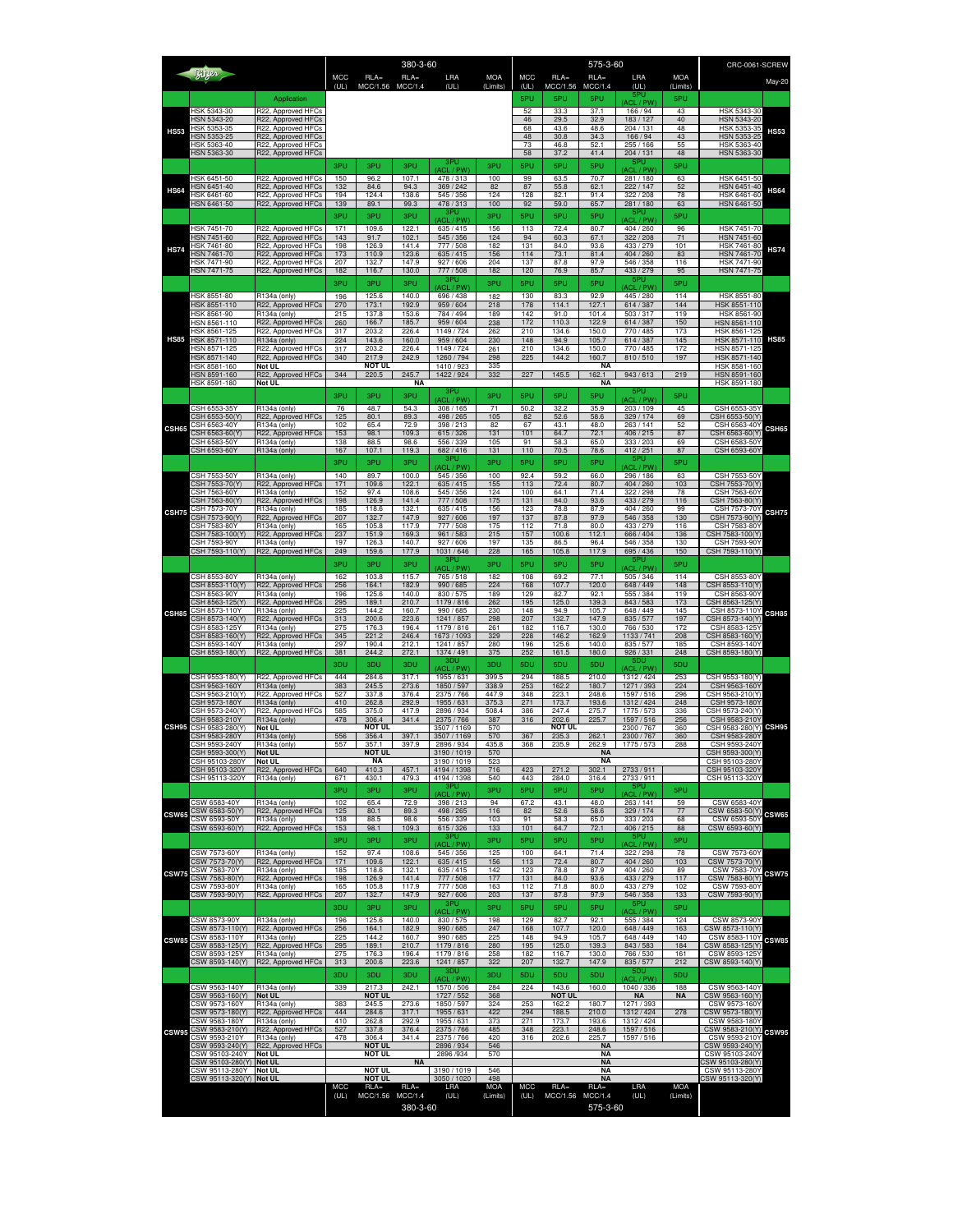CRC-0061-SCREW

May-20

| Series | Model | Application | 380-3-60 MCC (UL) | 380-3-60 RLA= MCC/1.56 | 380-3-60 RLA= MCC/1.4 | 380-3-60 LRA (UL) | 380-3-60 MOA (Limits) | 575-3-60 MCC (UL) | 575-3-60 RLA= MCC/1.56 | 575-3-60 RLA= MCC/1.4 | 575-3-60 LRA (UL) | 575-3-60 MOA (Limits) | Model | Series |
|---|---|---|---|---|---|---|---|---|---|---|---|---|---|---|
| | | Application | | | | | | 5PU | 5PU | 5PU | 5PU (ACL / PW) | 5PU | | |
| HS53 | HSK 5343-30 | R22, Approved HFCs | | | | | | 52 | 33.3 | 37.1 | 166 / 94 | 43 | HSK 5343-30 | HS53 |
| | HSN 5343-20 | R22, Approved HFCs | | | | | | 46 | 29.5 | 32.9 | 183 / 127 | 40 | HSN 5343-20 | |
| | HSK 5353-35 | R22, Approved HFCs | | | | | | 68 | 43.6 | 48.6 | 204 / 131 | 48 | HSK 5353-35 | |
| | HSN 5353-25 | R22, Approved HFCs | | | | | | 48 | 30.8 | 34.3 | 166 / 94 | 43 | HSN 5353-25 | |
| | HSK 5363-40 | R22, Approved HFCs | | | | | | 73 | 46.8 | 52.1 | 255 / 166 | 55 | HSK 5363-40 | |
| | HSN 5363-30 | R22, Approved HFCs | | | | | | 58 | 37.2 | 41.4 | 204 / 131 | 48 | HSN 5363-30 | |
| | | | 3PU | 3PU | 3PU | 3PU (ACL / PW) | 3PU | 5PU | 5PU | 5PU | 5PU (ACL / PW) | 5PU | | |
| HS64 | HSK 6451-50 | R22, Approved HFCs | 150 | 96.2 | 107.1 | 478 / 313 | 100 | 99 | 63.5 | 70.7 | 281 / 180 | 63 | HSK 6451-50 | HS64 |
| | HSN 6451-40 | R22, Approved HFCs | 132 | 84.6 | 94.3 | 369 / 242 | 82 | 87 | 55.8 | 62.1 | 222 / 147 | 52 | HSN 6451-40 | |
| | HSK 6461-60 | R22, Approved HFCs | 194 | 124.4 | 138.6 | 545 / 356 | 124 | 128 | 82.1 | 91.4 | 322 / 208 | 78 | HSK 6461-60 | |
| | HSN 6461-50 | R22, Approved HFCs | 139 | 89.1 | 99.3 | 478 / 313 | 100 | 92 | 59.0 | 65.7 | 281 / 180 | 63 | HSN 6461-50 | |
| | | | 3PU | 3PU | 3PU | 3PU (ACL / PW) | 3PU | 5PU | 5PU | 5PU | 5PU (ACL / PW) | 5PU | | |
| HS74 | HSK 7451-70 | R22, Approved HFCs | 171 | 109.6 | 122.1 | 635 / 415 | 156 | 113 | 72.4 | 80.7 | 404 / 260 | 96 | HSK 7451-70 | HS74 |
| | HSN 7451-60 | R22, Approved HFCs | 143 | 91.7 | 102.1 | 545 / 356 | 124 | 94 | 60.3 | 67.1 | 322 / 208 | 71 | HSN 7451-60 | |
| | HSK 7461-80 | R22, Approved HFCs | 198 | 126.9 | 141.4 | 777 / 508 | 182 | 131 | 84.0 | 93.6 | 433 / 279 | 101 | HSK 7461-80 | |
| | HSN 7461-70 | R22, Approved HFCs | 173 | 110.9 | 123.6 | 635 / 415 | 156 | 114 | 73.1 | 81.4 | 404 / 260 | 83 | HSN 7461-70 | |
| | HSK 7471-90 | R22, Approved HFCs | 207 | 132.7 | 147.9 | 927 / 606 | 204 | 137 | 87.8 | 97.9 | 546 / 358 | 116 | HSK 7471-90 | |
| | HSN 7471-75 | R22, Approved HFCs | 182 | 116.7 | 130.0 | 777 / 508 | 182 | 120 | 76.9 | 85.7 | 433 / 279 | 95 | HSN 7471-75 | |
| | | | 3PU | 3PU | 3PU | 3PU (ACL / PW) | 3PU | 5PU | 5PU | 5PU | 5PU (ACL / PW) | 5PU | | |
| HS85 | HSK 8551-80 | R134a (only) | 196 | 125.6 | 140.0 | 696 / 438 | 182 | 130 | 83.3 | 92.9 | 445 / 280 | 114 | HSK 8551-80 | HS85 |
| | HSK 8551-110 | R22, Approved HFCs | 270 | 173.1 | 192.9 | 959 / 604 | 218 | 178 | 114.1 | 127.1 | 614 / 387 | 144 | HSK 8551-110 | |
| | HSK 8561-90 | R134a (only) | 215 | 137.8 | 153.6 | 784 / 494 | 189 | 142 | 91.0 | 101.4 | 503 / 317 | 119 | HSK 8561-90 | |
| | HSN 8561-110 | R22, Approved HFCs | 260 | 166.7 | 185.7 | 959 / 604 | 238 | 172 | 110.3 | 122.9 | 614 / 387 | 150 | HSN 8561-110 | |
| | HSK 8561-125 | R22, Approved HFCs | 317 | 203.2 | 226.4 | 1149 / 724 | 262 | 210 | 134.6 | 150.0 | 770 / 485 | 173 | HSK 8561-125 | |
| | HSK 8571-110 | R134a (only) | 224 | 143.6 | 160.0 | 959 / 604 | 230 | 148 | 94.9 | 105.7 | 614 / 387 | 145 | HSK 8571-110 | |
| | HSN 8571-125 | R22, Approved HFCs | 317 | 203.2 | 226.4 | 1149 / 724 | 261 | 210 | 134.6 | 150.0 | 770 / 485 | 172 | HSN 8571-125 | |
| | HSK 8571-140 | R22, Approved HFCs | 340 | 217.9 | 242.9 | 1260 / 794 | 298 | 225 | 144.2 | 160.7 | 810 / 510 | 197 | HSK 8571-140 | |
| | HSK 8581-160 | Not UL | | NOT UL | | 1410 / 923 | 335 | | | NA | | | HSK 8581-160 | |
| | HSN 8591-160 | R22, Approved HFCs | 344 | 220.5 | 245.7 | 1422 / 924 | 332 | 227 | 145.5 | 162.1 | 943 / 613 | 219 | HSN 8591-160 | |
| | HSK 8591-180 | Not UL | | | NA | | | | | NA | | | HSK 8591-180 | |
| | | | 3PU | 3PU | 3PU | 3PU (ACL / PW) | 3PU | 5PU | 5PU | 5PU | 5PU (ACL / PW) | 5PU | | |
| CSH65 | CSH 6553-35Y | R134a (only) | 76 | 48.7 | 54.3 | 308 / 165 | 71 | 50.2 | 32.2 | 35.9 | 203 / 109 | 45 | CSH 6553-35Y | CSH65 |
| | CSH 6553-50(Y) | R22, Approved HFCs | 125 | 80.1 | 89.3 | 498 / 265 | 105 | 82 | 52.6 | 58.6 | 329 / 174 | 69 | CSH 6553-50(Y) | |
| | CSH 6563-40Y | R134a (only) | 102 | 65.4 | 72.9 | 398 / 213 | 82 | 67 | 43.1 | 48.0 | 263 / 141 | 52 | CSH 6563-40Y | |
| | CSH 6563-60(Y) | R22, Approved HFCs | 153 | 98.1 | 109.3 | 615 / 326 | 131 | 101 | 64.7 | 72.1 | 406 / 215 | 87 | CSH 6563-60(Y) | |
| | CSH 6583-50Y | R134a (only) | 138 | 88.5 | 98.6 | 556 / 339 | 105 | 91 | 58.3 | 65.0 | 333 / 203 | 69 | CSH 6583-50Y | |
| | CSH 6593-60Y | R134a (only) | 167 | 107.1 | 119.3 | 682 / 416 | 131 | 110 | 70.5 | 78.6 | 412 / 251 | 87 | CSH 6593-60Y | |
| | | | 3PU | 3PU | 3PU | 3PU (ACL / PW) | 3PU | 5PU | 5PU | 5PU | 5PU (ACL / PW) | 5PU | | |
| CSH75 | CSH 7553-50Y | R134a (only) | 140 | 89.7 | 100.0 | 545 / 356 | 100 | 92.4 | 59.2 | 66.0 | 296 / 186 | 63 | CSH 7553-50Y | CSH75 |
| | CSH 7553-70(Y) | R22, Approved HFCs | 171 | 109.6 | 122.1 | 635 / 415 | 155 | 113 | 72.4 | 80.7 | 404 / 260 | 103 | CSH 7553-70(Y) | |
| | CSH 7563-60Y | R134a (only) | 152 | 97.4 | 108.6 | 545 / 356 | 124 | 100 | 64.1 | 71.4 | 322 / 298 | 78 | CSH 7563-60Y | |
| | CSH 7563-80(Y) | R22, Approved HFCs | 198 | 126.9 | 141.4 | 777 / 508 | 175 | 131 | 84.0 | 93.6 | 433 / 279 | 116 | CSH 7563-80(Y) | |
| | CSH 7573-70Y | R134a (only) | 185 | 118.6 | 132.1 | 635 / 415 | 156 | 123 | 78.8 | 87.9 | 404 / 260 | 99 | CSH 7573-70Y | |
| | CSH 7573-90(Y) | R22, Approved HFCs | 207 | 132.7 | 147.9 | 927 / 606 | 197 | 137 | 87.8 | 97.9 | 546 / 358 | 130 | CSH 7573-90(Y) | |
| | CSH 7583-80Y | R134a (only) | 165 | 105.8 | 117.9 | 777 / 508 | 175 | 112 | 71.8 | 80.0 | 433 / 279 | 116 | CSH 7583-80Y | |
| | CSH 7583-100(Y) | R22, Approved HFCs | 237 | 151.9 | 169.3 | 961 / 583 | 215 | 157 | 100.6 | 112.1 | 666 / 404 | 136 | CSH 7583-100(Y) | |
| | CSH 7593-90Y | R134a (only) | 197 | 126.3 | 140.7 | 927 / 606 | 197 | 135 | 86.5 | 96.4 | 546 / 358 | 130 | CSH 7593-90Y | |
| | CSH 7593-110(Y) | R22, Approved HFCs | 249 | 159.6 | 177.9 | 1031 / 646 | 228 | 165 | 105.8 | 117.9 | 695 / 436 | 150 | CSH 7593-110(Y) | |
| | | | 3PU | 3PU | 3PU | 3PU (ACL / PW) | 3PU | 5PU | 5PU | 5PU | 5PU (ACL / PW) | 5PU | | |
| CSH85 | CSH 8553-80Y | R134a (only) | 162 | 103.8 | 115.7 | 765 / 518 | 182 | 108 | 69.2 | 77.1 | 505 / 346 | 114 | CSH 8553-80Y | CSH85 |
| | CSH 8553-110(Y) | R22, Approved HFCs | 256 | 164.1 | 182.9 | 990 / 685 | 224 | 168 | 107.7 | 120.0 | 648 / 449 | 148 | CSH 8553-110(Y) | |
| | CSH 8563-90Y | R134a (only) | 196 | 125.6 | 140.0 | 830 / 575 | 189 | 129 | 82.7 | 92.1 | 555 / 384 | 119 | CSH 8563-90Y | |
| | CSH 8563-125(Y) | R22, Approved HFCs | 295 | 189.1 | 210.7 | 1179 / 816 | 262 | 195 | 125.0 | 139.3 | 843 / 583 | 173 | CSH 8563-125(Y) | |
| | CSH 8573-110Y | R134a (only) | 225 | 144.2 | 160.7 | 990 / 685 | 230 | 148 | 94.9 | 105.7 | 648 / 449 | 145 | CSH 8573-110Y | |
| | CSH 8573-140(Y) | R22, Approved HFCs | 313 | 200.6 | 223.6 | 1241 / 857 | 298 | 207 | 132.7 | 147.9 | 835 / 577 | 197 | CSH 8573-140(Y) | |
| | CSH 8583-125Y | R134a (only) | 275 | 176.3 | 196.4 | 1179 / 816 | 261 | 182 | 116.7 | 130.0 | 766 / 530 | 172 | CSH 8583-125Y | |
| | CSH 8583-160(Y) | R22, Approved HFCs | 345 | 221.2 | 246.4 | 1673 / 1093 | 329 | 228 | 146.2 | 162.9 | 1133 / 741 | 208 | CSH 8583-160(Y) | |
| | CSH 8593-140Y | R134a (only) | 297 | 190.4 | 212.1 | 1241 / 857 | 280 | 196 | 125.6 | 140.0 | 835 / 577 | 185 | CSH 8593-140Y | |
| | CSH 8593-180(Y) | R22, Approved HFCs | 381 | 244.2 | 272.1 | 1374 / 491 | 375 | 252 | 161.5 | 180.0 | 926 / 331 | 248 | CSH 8593-180(Y) | |
| | | | 3DU | 3DU | 3DU | 3DU (ACL / PW) | 3DU | 5DU | 5DU | 5DU | 5DU (ACL / PW) | 5DU | | |
| CSH95 | CSH 9553-180(Y) | R22, Approved HFCs | 444 | 284.6 | 317.1 | 1955 / 631 | 399.5 | 294 | 188.5 | 210.0 | 1312 / 424 | 253 | CSH 9553-180(Y) | CSH95 |
| | CSH 9563-160Y | R134a (only) | 383 | 245.5 | 273.6 | 1850 / 597 | 338.9 | 253 | 162.2 | 180.7 | 1271 / 393 | 224 | CSH 9563-160Y | |
| | CSH 9563-210(Y) | R22, Approved HFCs | 527 | 337.8 | 376.4 | 2375 / 766 | 447.9 | 348 | 223.1 | 248.6 | 1597 / 516 | 296 | CSH 9563-210(Y) | |
| | CSH 9573-180Y | R134a (only) | 410 | 262.8 | 292.9 | 1955 / 631 | 375.3 | 271 | 173.7 | 193.6 | 1312 / 424 | 248 | CSH 9573-180Y | |
| | CSH 9573-240(Y) | R22, Approved HFCs | 585 | 375.0 | 417.9 | 2896 / 934 | 508.4 | 386 | 247.4 | 275.7 | 1775 / 573 | 336 | CSH 9573-240(Y) | |
| | CSH 9583-210Y | R134a (only) | 478 | 306.4 | 341.4 | 2375 / 766 | 387 | 316 | 202.6 | 225.7 | 1597 / 516 | 256 | CSH 9583-210Y | |
| | CSH 9583-280(Y) | Not UL | | NOT UL | | 3507 / 1169 | 570 | | NOT UL | | 2300 / 767 | 360 | CSH 9583-280(Y) | |
| | CSH 9583-280Y | R134a (only) | 556 | 356.4 | 397.1 | 3507 / 1169 | 570 | | | | 2300 / 767 | 360 | CSH 9583-280Y | |
| | CSH 9593-240Y | R134a (only) | 557 | 357.1 | 397.9 | 2896 / 934 | 435.8 | 367 | 235.9 | 262.9 | 1775 / 573 | 288 | CSH 9593-240Y | |
| | CSH 9593-300(Y) | Not UL | | NOT UL | | 3190 / 1019 | 570 | | | NA | | | CSH 9593-300(Y) | |
| | CSH 95103-280Y | Not UL | | NA | | 3190 / 1019 | 523 | | | NA | | | CSH 95103-280Y | |
| | CSH 95103-320Y | R22, Approved HFCs | 640 | 410.3 | 457.1 | 4194 / 1398 | 716 | 423 | 271.2 | 302.1 | 2733 / 911 | | CSH 95103-320Y | |
| | CSH 95113-320Y | R134a (only) | 671 | 430.1 | 479.3 | 4194 / 1398 | 540 | 443 | 284.0 | 316.4 | 2733 / 911 | | CSH 95113-320Y | |
| | | | 3PU | 3PU | 3PU | 3PU (ACL / PW) | 3PU | 5PU | 5PU | 5PU | 5PU (ACL / PW) | 5PU | | |
| CSW65 | CSW 6583-40Y | R134a (only) | 102 | 65.4 | 72.9 | 398 / 213 | 94 | 67.2 | 43.1 | 48.0 | 263 / 141 | 59 | CSW 6583-40Y | CSW65 |
| | CSW 6583-50(Y) | R22, Approved HFCs | 125 | 80.1 | 89.3 | 498 / 265 | 116 | 82 | 52.6 | 58.6 | 329 / 174 | 77 | CSW 6583-50(Y) | |
| | CSW 6593-50Y | R134a (only) | 138 | 88.5 | 98.6 | 556 / 339 | 103 | 91 | 58.3 | 65.0 | 333 / 203 | 68 | CSW 6593-50Y | |
| | CSW 6593-60(Y) | R22, Approved HFCs | 153 | 98.1 | 109.3 | 615 / 326 | 133 | 101 | 64.7 | 72.1 | 406 / 215 | 88 | CSW 6593-60(Y) | |
| | | | 3PU | 3PU | 3PU | 3PU (ACL / PW) | 3PU | 5PU | 5PU | 5PU | 5PU (ACL / PW) | 5PU | | |
| CSW75 | CSW 7573-60Y | R134a (only) | 152 | 97.4 | 108.6 | 545 / 356 | 125 | 100 | 64.1 | 71.4 | 322 / 298 | 78 | CSW 7573-60Y | CSW75 |
| | CSW 7573-70(Y) | R22, Approved HFCs | 171 | 109.6 | 122.1 | 635 / 415 | 156 | 113 | 72.4 | 80.7 | 404 / 260 | 103 | CSW 7573-70(Y) | |
| | CSW 7583-70Y | R134a (only) | 185 | 118.6 | 132.1 | 635 / 415 | 142 | 123 | 78.8 | 87.9 | 404 / 260 | 89 | CSW 7583-70Y | |
| | CSW 7583-80(Y) | R22, Approved HFCs | 198 | 126.9 | 141.4 | 777 / 508 | 177 | 131 | 84.0 | 93.6 | 433 / 279 | 117 | CSW 7583-80(Y) | |
| | CSW 7593-80Y | R134a (only) | 165 | 105.8 | 117.9 | 777 / 508 | 163 | 112 | 71.8 | 80.0 | 433 / 279 | 102 | CSW 7593-80Y | |
| | CSW 7593-90(Y) | R22, Approved HFCs | 207 | 132.7 | 147.9 | 927 / 606 | 203 | 137 | 87.8 | 97.9 | 546 / 358 | 133 | CSW 7593-90(Y) | |
| | | | 3DU | 3PU | 3PU | 3PU (ACL / PW) | 3PU | 5PU | 5PU | 5PU | 5PU (ACL / PW) | 5PU | | |
| CSW85 | CSW 8573-90Y | R134a (only) | 196 | 125.6 | 140.0 | 830 / 575 | 198 | 129 | 82.7 | 92.1 | 555 / 384 | 124 | CSW 8573-90Y | CSW85 |
| | CSW 8573-110(Y) | R22, Approved HFCs | 256 | 164.1 | 182.9 | 990 / 685 | 247 | 168 | 107.7 | 120.0 | 648 / 449 | 163 | CSW 8573-110(Y) | |
| | CSW 8583-110Y | R134a (only) | 225 | 144.2 | 160.7 | 990 / 685 | 225 | 148 | 94.9 | 105.7 | 648 / 449 | 140 | CSW 8583-110Y | |
| | CSW 8583-125(Y) | R22, Approved HFCs | 295 | 189.1 | 210.7 | 1179 / 816 | 280 | 195 | 125.0 | 139.3 | 843 / 583 | 184 | CSW 8583-125(Y) | |
| | CSW 8593-125Y | R134a (only) | 275 | 176.3 | 196.4 | 1179 / 816 | 258 | 182 | 116.7 | 130.0 | 766 / 530 | 161 | CSW 8593-125Y | |
| | CSW 8593-140(Y) | R22, Approved HFCs | 313 | 200.6 | 223.6 | 1241 / 857 | 322 | 207 | 132.7 | 147.9 | 835 / 577 | 212 | CSW 8593-140(Y) | |
| | | | 3DU | 3DU | 3DU | 3DU (ACL / PW) | 3DU | 5DU | 5DU | 5DU | 5DU (ACL / PW) | 5DU | | |
| CSW95 | CSW 9563-140Y | R134a (only) | 339 | 217.3 | 242.1 | 1570 / 506 | 284 | 224 | 143.6 | 160.0 | 1040 / 336 | 188 | CSW 9563-140Y | CSW95 |
| | CSW 9563-160(Y) | Not UL | | NOT UL | | 1727 / 552 | 368 | | NOT UL | | NA | NA | CSW 9563-160(Y) | |
| | CSW 9573-160Y | R134a (only) | 383 | 245.5 | 273.6 | 1850 / 597 | 324 | 253 | 162.2 | 180.7 | 1271 / 393 | 224 | CSW 9573-160Y | |
| | CSW 9573-180(Y) | R22, Approved HFCs | 444 | 284.6 | 317.1 | 1955 / 631 | 422 | 294 | 188.5 | 210.0 | 1312 / 424 | 278 | CSW 9573-180(Y) | |
| | CSW 9583-180Y | R134a (only) | 410 | 262.8 | 292.9 | 1955 / 631 | 373 | 271 | 173.7 | 193.6 | 1312 / 424 | | CSW 9583-180Y | |
| | CSW 9583-210(Y) | R22, Approved HFCs | 527 | 337.8 | 376.4 | 2375 / 766 | 485 | 348 | 223.1 | 248.6 | 1597 / 516 | | CSW 9583-210(Y) | |
| | CSW 9593-210Y | R134a (only) | 478 | 306.4 | 341.4 | 2375 / 766 | 420 | 316 | 202.6 | 225.7 | 1597 / 516 | | CSW 9593-210Y | |
| | CSW 9593-240(Y) | R22, Approved HFCs | | NOT UL | | 2896 / 934 | 546 | | | NA | | | CSW 9593-240(Y) | |
| | CSW 95103-240Y | Not UL | | NOT UL | | 2896 /934 | 570 | | | NA | | | CSW 95103-240Y | |
| | CSW 95103-280(Y) | Not UL | | | NA | | | | | NA | | | CSW 95103-280(Y) | |
| | CSW 95113-280Y | Not UL | | NOT UL | | 3190 / 1019 | 546 | | | NA | | | CSW 95113-280Y | |
| | CSW 95113-320(Y) | Not UL | | NOT UL | | 3050 / 1020 | 498 | | | NA | | | CSW 95113-320(Y) | |